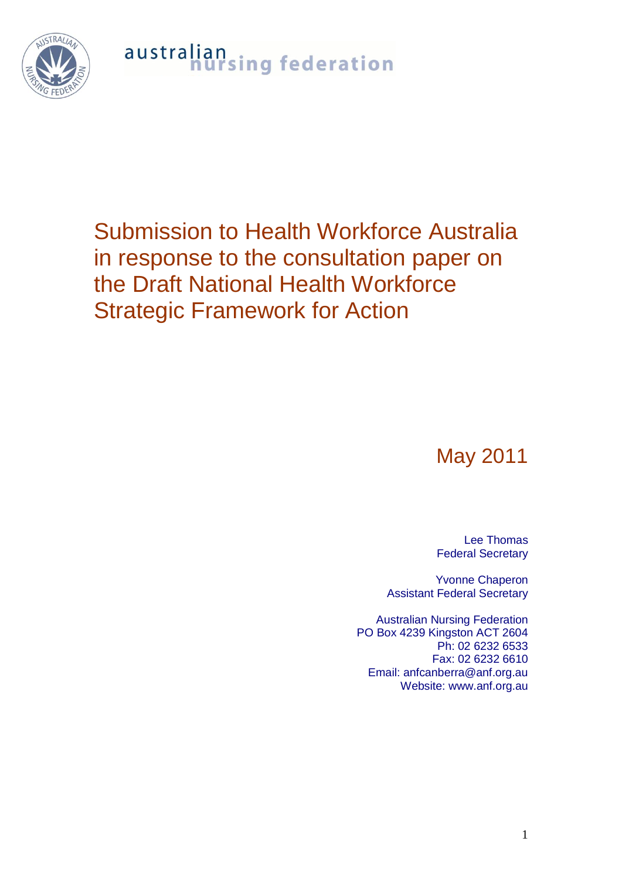australian nursing federation

# Submission to Health Workforce Australia in response to the consultation paper on the Draft National Health Workforce Strategic Framework for Action

May 2011

Lee Thomas
Federal Secretary

Yvonne Chaperon
Assistant Federal Secretary

Australian Nursing Federation
PO Box 4239 Kingston ACT 2604
Ph: 02 6232 6533
Fax: 02 6232 6610
Email: anfcanberra@anf.org.au
Website: www.anf.org.au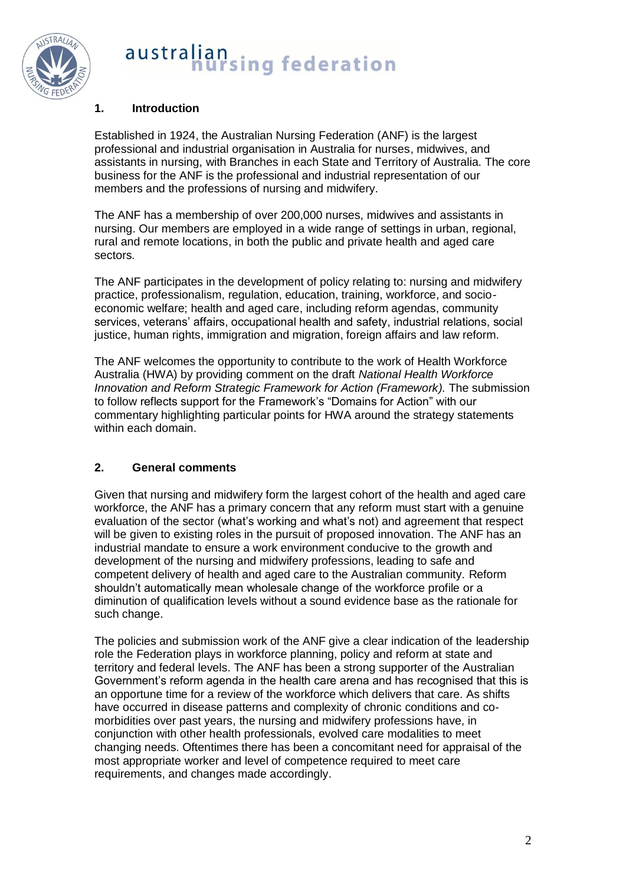## 1. Introduction

Established in 1924, the Australian Nursing Federation (ANF) is the largest professional and industrial organisation in Australia for nurses, midwives, and assistants in nursing, with Branches in each State and Territory of Australia. The core business for the ANF is the professional and industrial representation of our members and the professions of nursing and midwifery.

The ANF has a membership of over 200,000 nurses, midwives and assistants in nursing. Our members are employed in a wide range of settings in urban, regional, rural and remote locations, in both the public and private health and aged care sectors.

The ANF participates in the development of policy relating to: nursing and midwifery practice, professionalism, regulation, education, training, workforce, and socio-economic welfare; health and aged care, including reform agendas, community services, veterans' affairs, occupational health and safety, industrial relations, social justice, human rights, immigration and migration, foreign affairs and law reform.

The ANF welcomes the opportunity to contribute to the work of Health Workforce Australia (HWA) by providing comment on the draft *National Health Workforce Innovation and Reform Strategic Framework for Action (Framework).* The submission to follow reflects support for the Framework's "Domains for Action" with our commentary highlighting particular points for HWA around the strategy statements within each domain.

## 2. General comments

Given that nursing and midwifery form the largest cohort of the health and aged care workforce, the ANF has a primary concern that any reform must start with a genuine evaluation of the sector (what's working and what's not) and agreement that respect will be given to existing roles in the pursuit of proposed innovation. The ANF has an industrial mandate to ensure a work environment conducive to the growth and development of the nursing and midwifery professions, leading to safe and competent delivery of health and aged care to the Australian community. Reform shouldn't automatically mean wholesale change of the workforce profile or a diminution of qualification levels without a sound evidence base as the rationale for such change.

The policies and submission work of the ANF give a clear indication of the leadership role the Federation plays in workforce planning, policy and reform at state and territory and federal levels. The ANF has been a strong supporter of the Australian Government's reform agenda in the health care arena and has recognised that this is an opportune time for a review of the workforce which delivers that care. As shifts have occurred in disease patterns and complexity of chronic conditions and co-morbidities over past years, the nursing and midwifery professions have, in conjunction with other health professionals, evolved care modalities to meet changing needs. Oftentimes there has been a concomitant need for appraisal of the most appropriate worker and level of competence required to meet care requirements, and changes made accordingly.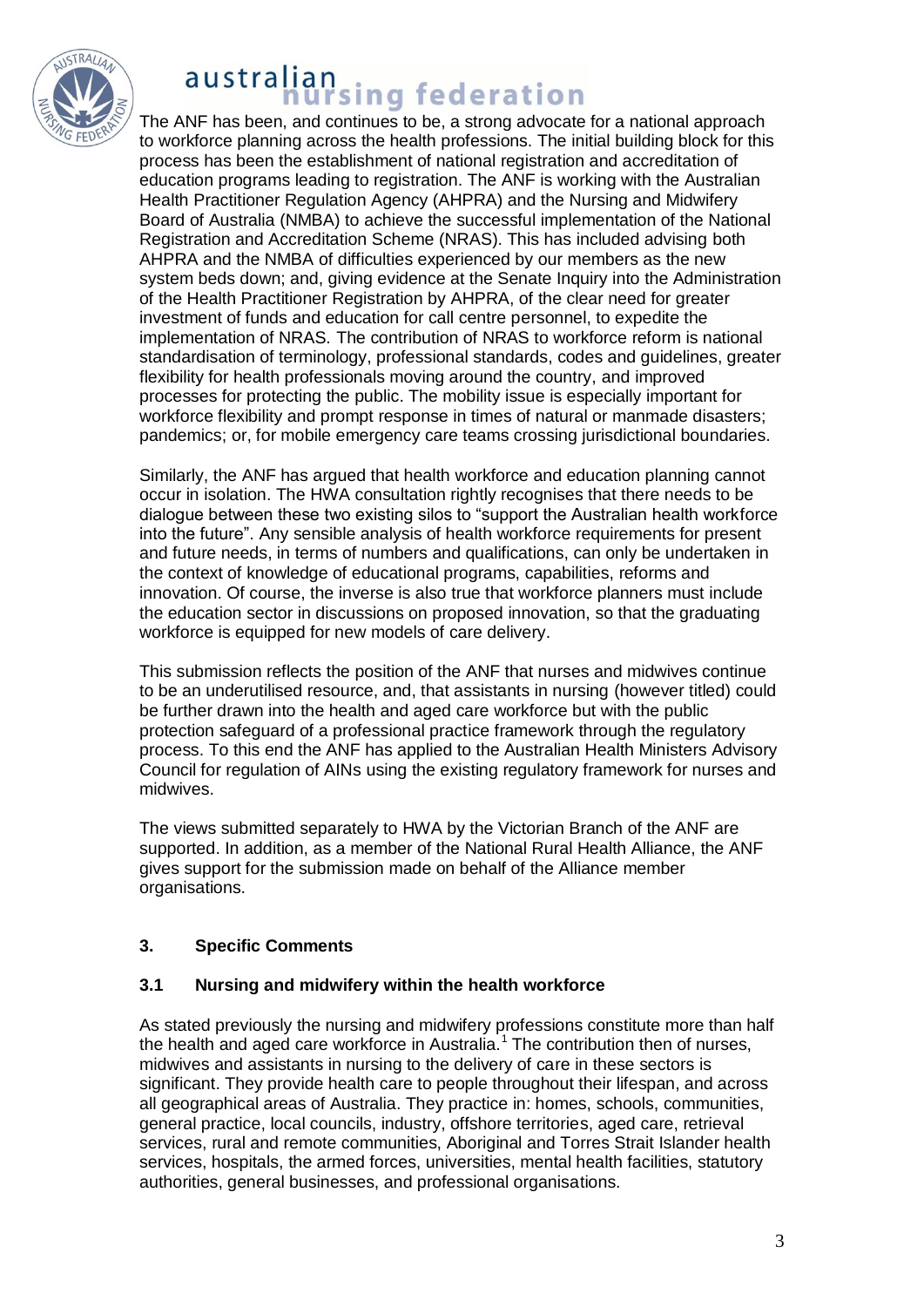The ANF has been, and continues to be, a strong advocate for a national approach to workforce planning across the health professions. The initial building block for this process has been the establishment of national registration and accreditation of education programs leading to registration. The ANF is working with the Australian Health Practitioner Regulation Agency (AHPRA) and the Nursing and Midwifery Board of Australia (NMBA) to achieve the successful implementation of the National Registration and Accreditation Scheme (NRAS). This has included advising both AHPRA and the NMBA of difficulties experienced by our members as the new system beds down; and, giving evidence at the Senate Inquiry into the Administration of the Health Practitioner Registration by AHPRA, of the clear need for greater investment of funds and education for call centre personnel, to expedite the implementation of NRAS. The contribution of NRAS to workforce reform is national standardisation of terminology, professional standards, codes and guidelines, greater flexibility for health professionals moving around the country, and improved processes for protecting the public. The mobility issue is especially important for workforce flexibility and prompt response in times of natural or manmade disasters; pandemics; or, for mobile emergency care teams crossing jurisdictional boundaries.

Similarly, the ANF has argued that health workforce and education planning cannot occur in isolation. The HWA consultation rightly recognises that there needs to be dialogue between these two existing silos to "support the Australian health workforce into the future". Any sensible analysis of health workforce requirements for present and future needs, in terms of numbers and qualifications, can only be undertaken in the context of knowledge of educational programs, capabilities, reforms and innovation. Of course, the inverse is also true that workforce planners must include the education sector in discussions on proposed innovation, so that the graduating workforce is equipped for new models of care delivery.

This submission reflects the position of the ANF that nurses and midwives continue to be an underutilised resource, and, that assistants in nursing (however titled) could be further drawn into the health and aged care workforce but with the public protection safeguard of a professional practice framework through the regulatory process. To this end the ANF has applied to the Australian Health Ministers Advisory Council for regulation of AINs using the existing regulatory framework for nurses and midwives.

The views submitted separately to HWA by the Victorian Branch of the ANF are supported. In addition, as a member of the National Rural Health Alliance, the ANF gives support for the submission made on behalf of the Alliance member organisations.

## 3. Specific Comments

### 3.1 Nursing and midwifery within the health workforce

As stated previously the nursing and midwifery professions constitute more than half the health and aged care workforce in Australia.[1] The contribution then of nurses, midwives and assistants in nursing to the delivery of care in these sectors is significant. They provide health care to people throughout their lifespan, and across all geographical areas of Australia. They practice in: homes, schools, communities, general practice, local councils, industry, offshore territories, aged care, retrieval services, rural and remote communities, Aboriginal and Torres Strait Islander health services, hospitals, the armed forces, universities, mental health facilities, statutory authorities, general businesses, and professional organisations.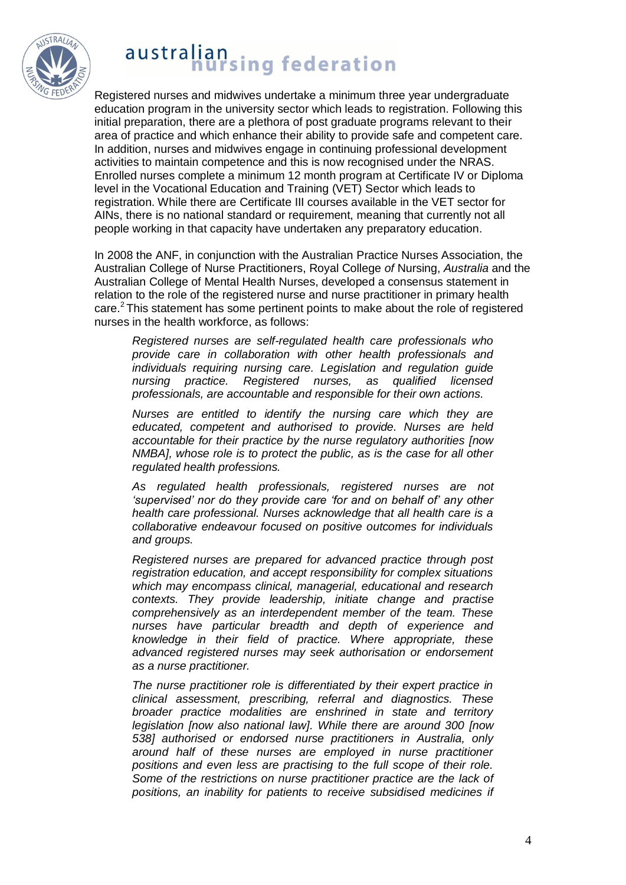Registered nurses and midwives undertake a minimum three year undergraduate education program in the university sector which leads to registration. Following this initial preparation, there are a plethora of post graduate programs relevant to their area of practice and which enhance their ability to provide safe and competent care. In addition, nurses and midwives engage in continuing professional development activities to maintain competence and this is now recognised under the NRAS. Enrolled nurses complete a minimum 12 month program at Certificate IV or Diploma level in the Vocational Education and Training (VET) Sector which leads to registration. While there are Certificate III courses available in the VET sector for AINs, there is no national standard or requirement, meaning that currently not all people working in that capacity have undertaken any preparatory education.

In 2008 the ANF, in conjunction with the Australian Practice Nurses Association, the Australian College of Nurse Practitioners, Royal College *of* Nursing, *Australia* and the Australian College of Mental Health Nurses, developed a consensus statement in relation to the role of the registered nurse and nurse practitioner in primary health care.[2] This statement has some pertinent points to make about the role of registered nurses in the health workforce, as follows:

> *Registered nurses are self-regulated health care professionals who provide care in collaboration with other health professionals and individuals requiring nursing care. Legislation and regulation guide nursing practice. Registered nurses, as qualified licensed professionals, are accountable and responsible for their own actions.*
>
> *Nurses are entitled to identify the nursing care which they are educated, competent and authorised to provide. Nurses are held accountable for their practice by the nurse regulatory authorities [now NMBA], whose role is to protect the public, as is the case for all other regulated health professions.*
>
> *As regulated health professionals, registered nurses are not 'supervised' nor do they provide care 'for and on behalf of' any other health care professional. Nurses acknowledge that all health care is a collaborative endeavour focused on positive outcomes for individuals and groups.*
>
> *Registered nurses are prepared for advanced practice through post registration education, and accept responsibility for complex situations which may encompass clinical, managerial, educational and research contexts. They provide leadership, initiate change and practise comprehensively as an interdependent member of the team. These nurses have particular breadth and depth of experience and knowledge in their field of practice. Where appropriate, these advanced registered nurses may seek authorisation or endorsement as a nurse practitioner.*
>
> *The nurse practitioner role is differentiated by their expert practice in clinical assessment, prescribing, referral and diagnostics. These broader practice modalities are enshrined in state and territory legislation [now also national law]. While there are around 300 [now 538] authorised or endorsed nurse practitioners in Australia, only around half of these nurses are employed in nurse practitioner positions and even less are practising to the full scope of their role. Some of the restrictions on nurse practitioner practice are the lack of positions, an inability for patients to receive subsidised medicines if*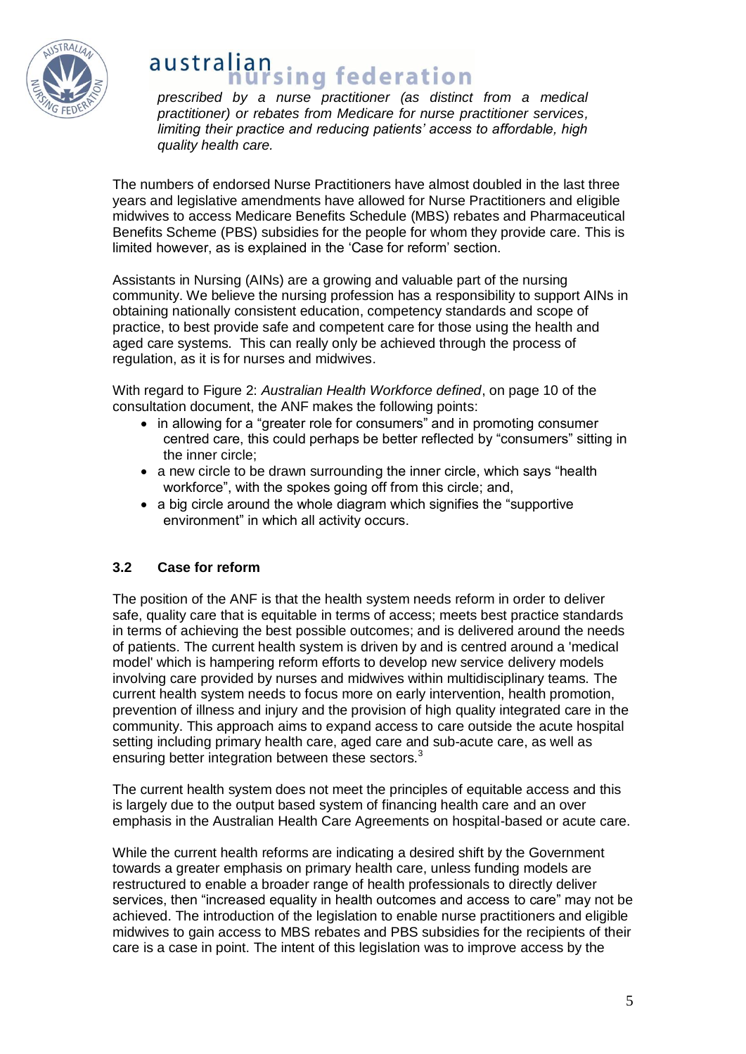*prescribed by a nurse practitioner (as distinct from a medical practitioner) or rebates from Medicare for nurse practitioner services, limiting their practice and reducing patients' access to affordable, high quality health care.*

The numbers of endorsed Nurse Practitioners have almost doubled in the last three years and legislative amendments have allowed for Nurse Practitioners and eligible midwives to access Medicare Benefits Schedule (MBS) rebates and Pharmaceutical Benefits Scheme (PBS) subsidies for the people for whom they provide care. This is limited however, as is explained in the 'Case for reform' section.

Assistants in Nursing (AINs) are a growing and valuable part of the nursing community. We believe the nursing profession has a responsibility to support AINs in obtaining nationally consistent education, competency standards and scope of practice, to best provide safe and competent care for those using the health and aged care systems. This can really only be achieved through the process of regulation, as it is for nurses and midwives.

With regard to Figure 2: *Australian Health Workforce defined*, on page 10 of the consultation document, the ANF makes the following points:

- in allowing for a "greater role for consumers" and in promoting consumer centred care, this could perhaps be better reflected by "consumers" sitting in the inner circle;
- a new circle to be drawn surrounding the inner circle, which says "health workforce", with the spokes going off from this circle; and,
- a big circle around the whole diagram which signifies the "supportive environment" in which all activity occurs.

### 3.2 Case for reform

The position of the ANF is that the health system needs reform in order to deliver safe, quality care that is equitable in terms of access; meets best practice standards in terms of achieving the best possible outcomes; and is delivered around the needs of patients. The current health system is driven by and is centred around a 'medical model' which is hampering reform efforts to develop new service delivery models involving care provided by nurses and midwives within multidisciplinary teams. The current health system needs to focus more on early intervention, health promotion, prevention of illness and injury and the provision of high quality integrated care in the community. This approach aims to expand access to care outside the acute hospital setting including primary health care, aged care and sub-acute care, as well as ensuring better integration between these sectors.[3]

The current health system does not meet the principles of equitable access and this is largely due to the output based system of financing health care and an over emphasis in the Australian Health Care Agreements on hospital-based or acute care.

While the current health reforms are indicating a desired shift by the Government towards a greater emphasis on primary health care, unless funding models are restructured to enable a broader range of health professionals to directly deliver services, then "increased equality in health outcomes and access to care" may not be achieved. The introduction of the legislation to enable nurse practitioners and eligible midwives to gain access to MBS rebates and PBS subsidies for the recipients of their care is a case in point. The intent of this legislation was to improve access by the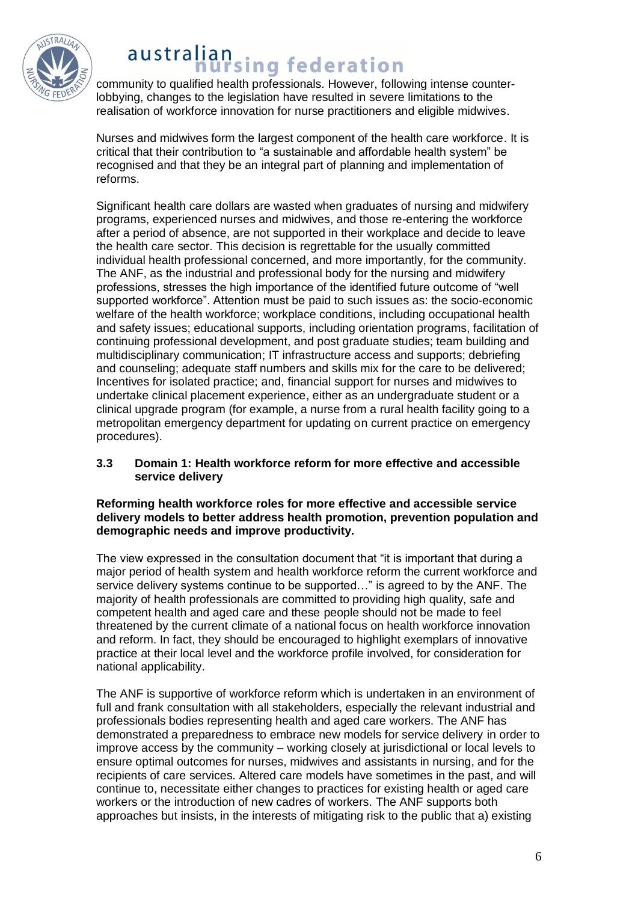community to qualified health professionals. However, following intense counter-lobbying, changes to the legislation have resulted in severe limitations to the realisation of workforce innovation for nurse practitioners and eligible midwives.

Nurses and midwives form the largest component of the health care workforce. It is critical that their contribution to "a sustainable and affordable health system" be recognised and that they be an integral part of planning and implementation of reforms.

Significant health care dollars are wasted when graduates of nursing and midwifery programs, experienced nurses and midwives, and those re-entering the workforce after a period of absence, are not supported in their workplace and decide to leave the health care sector. This decision is regrettable for the usually committed individual health professional concerned, and more importantly, for the community. The ANF, as the industrial and professional body for the nursing and midwifery professions, stresses the high importance of the identified future outcome of "well supported workforce". Attention must be paid to such issues as: the socio-economic welfare of the health workforce; workplace conditions, including occupational health and safety issues; educational supports, including orientation programs, facilitation of continuing professional development, and post graduate studies; team building and multidisciplinary communication; IT infrastructure access and supports; debriefing and counseling; adequate staff numbers and skills mix for the care to be delivered; Incentives for isolated practice; and, financial support for nurses and midwives to undertake clinical placement experience, either as an undergraduate student or a clinical upgrade program (for example, a nurse from a rural health facility going to a metropolitan emergency department for updating on current practice on emergency procedures).

### 3.3 Domain 1: Health workforce reform for more effective and accessible service delivery

**Reforming health workforce roles for more effective and accessible service delivery models to better address health promotion, prevention population and demographic needs and improve productivity.**

The view expressed in the consultation document that "it is important that during a major period of health system and health workforce reform the current workforce and service delivery systems continue to be supported…" is agreed to by the ANF. The majority of health professionals are committed to providing high quality, safe and competent health and aged care and these people should not be made to feel threatened by the current climate of a national focus on health workforce innovation and reform. In fact, they should be encouraged to highlight exemplars of innovative practice at their local level and the workforce profile involved, for consideration for national applicability.

The ANF is supportive of workforce reform which is undertaken in an environment of full and frank consultation with all stakeholders, especially the relevant industrial and professionals bodies representing health and aged care workers. The ANF has demonstrated a preparedness to embrace new models for service delivery in order to improve access by the community – working closely at jurisdictional or local levels to ensure optimal outcomes for nurses, midwives and assistants in nursing, and for the recipients of care services. Altered care models have sometimes in the past, and will continue to, necessitate either changes to practices for existing health or aged care workers or the introduction of new cadres of workers. The ANF supports both approaches but insists, in the interests of mitigating risk to the public that a) existing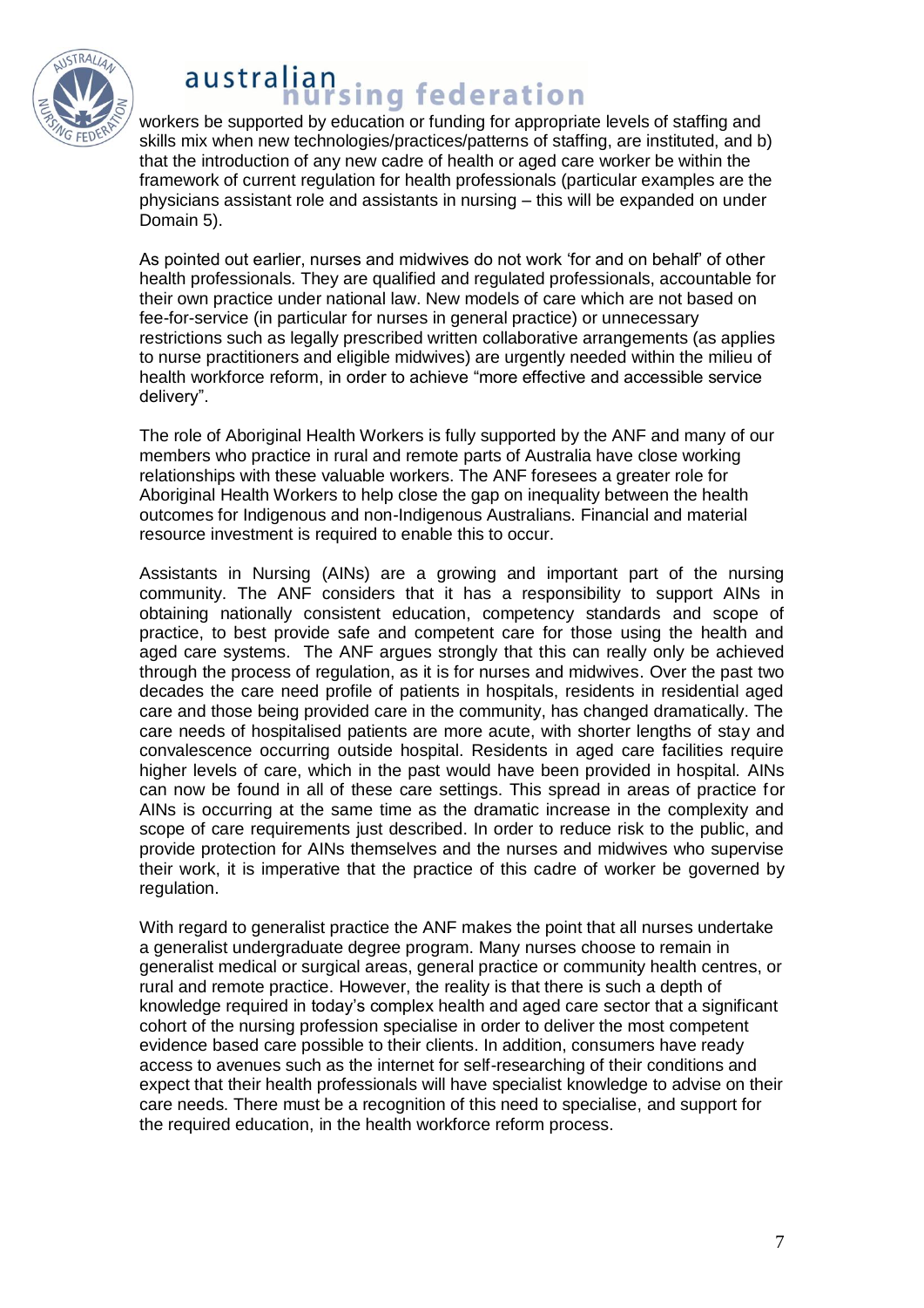workers be supported by education or funding for appropriate levels of staffing and skills mix when new technologies/practices/patterns of staffing, are instituted, and b) that the introduction of any new cadre of health or aged care worker be within the framework of current regulation for health professionals (particular examples are the physicians assistant role and assistants in nursing – this will be expanded on under Domain 5).

As pointed out earlier, nurses and midwives do not work 'for and on behalf' of other health professionals. They are qualified and regulated professionals, accountable for their own practice under national law. New models of care which are not based on fee-for-service (in particular for nurses in general practice) or unnecessary restrictions such as legally prescribed written collaborative arrangements (as applies to nurse practitioners and eligible midwives) are urgently needed within the milieu of health workforce reform, in order to achieve "more effective and accessible service delivery".

The role of Aboriginal Health Workers is fully supported by the ANF and many of our members who practice in rural and remote parts of Australia have close working relationships with these valuable workers. The ANF foresees a greater role for Aboriginal Health Workers to help close the gap on inequality between the health outcomes for Indigenous and non-Indigenous Australians. Financial and material resource investment is required to enable this to occur.

Assistants in Nursing (AINs) are a growing and important part of the nursing community. The ANF considers that it has a responsibility to support AINs in obtaining nationally consistent education, competency standards and scope of practice, to best provide safe and competent care for those using the health and aged care systems. The ANF argues strongly that this can really only be achieved through the process of regulation, as it is for nurses and midwives. Over the past two decades the care need profile of patients in hospitals, residents in residential aged care and those being provided care in the community, has changed dramatically. The care needs of hospitalised patients are more acute, with shorter lengths of stay and convalescence occurring outside hospital. Residents in aged care facilities require higher levels of care, which in the past would have been provided in hospital. AINs can now be found in all of these care settings. This spread in areas of practice for AINs is occurring at the same time as the dramatic increase in the complexity and scope of care requirements just described. In order to reduce risk to the public, and provide protection for AINs themselves and the nurses and midwives who supervise their work, it is imperative that the practice of this cadre of worker be governed by regulation.

With regard to generalist practice the ANF makes the point that all nurses undertake a generalist undergraduate degree program. Many nurses choose to remain in generalist medical or surgical areas, general practice or community health centres, or rural and remote practice. However, the reality is that there is such a depth of knowledge required in today's complex health and aged care sector that a significant cohort of the nursing profession specialise in order to deliver the most competent evidence based care possible to their clients. In addition, consumers have ready access to avenues such as the internet for self-researching of their conditions and expect that their health professionals will have specialist knowledge to advise on their care needs. There must be a recognition of this need to specialise, and support for the required education, in the health workforce reform process.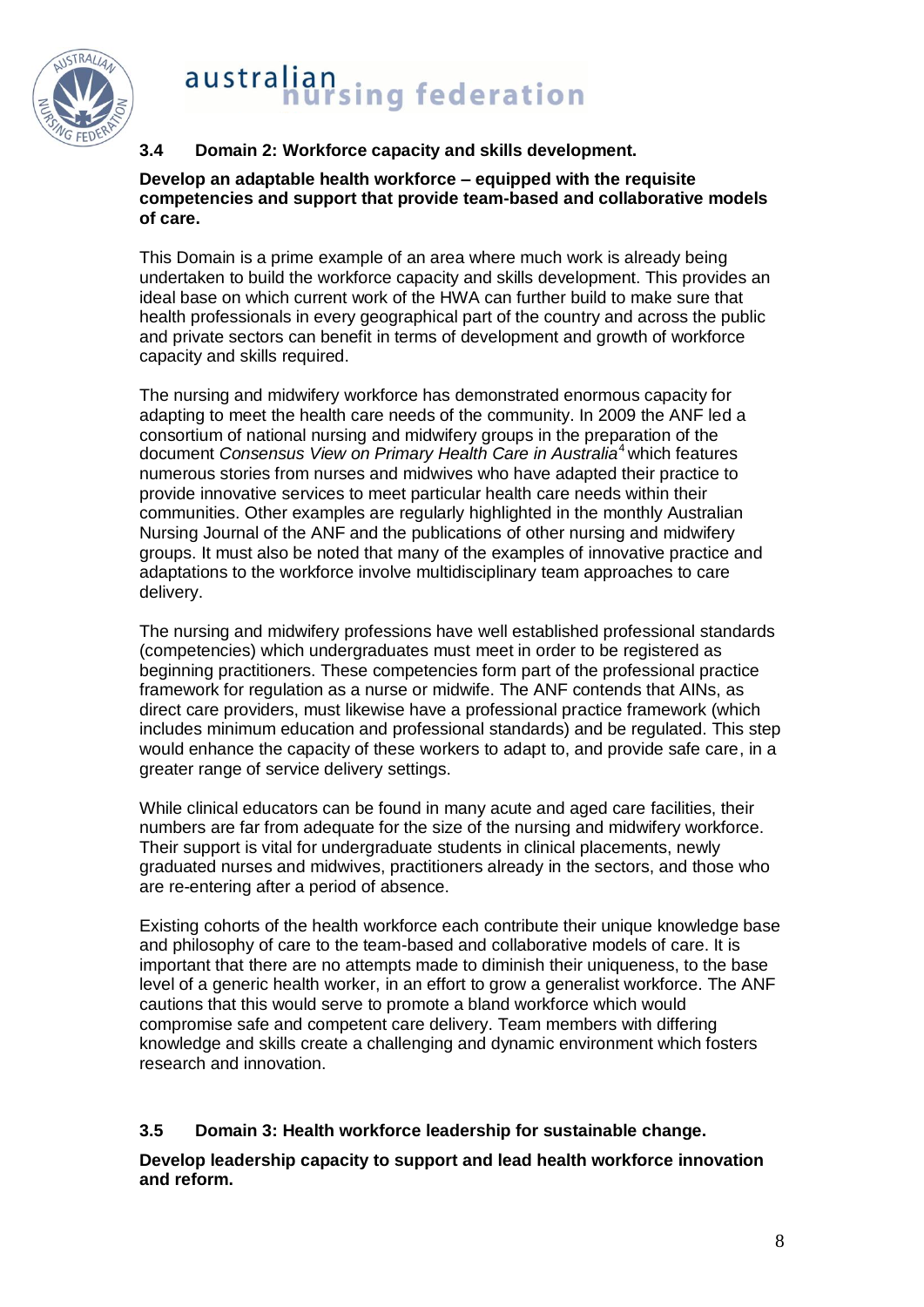### 3.4 Domain 2: Workforce capacity and skills development.

**Develop an adaptable health workforce – equipped with the requisite competencies and support that provide team-based and collaborative models of care.**

This Domain is a prime example of an area where much work is already being undertaken to build the workforce capacity and skills development. This provides an ideal base on which current work of the HWA can further build to make sure that health professionals in every geographical part of the country and across the public and private sectors can benefit in terms of development and growth of workforce capacity and skills required.

The nursing and midwifery workforce has demonstrated enormous capacity for adapting to meet the health care needs of the community. In 2009 the ANF led a consortium of national nursing and midwifery groups in the preparation of the document *Consensus View on Primary Health Care in Australia*[4] which features numerous stories from nurses and midwives who have adapted their practice to provide innovative services to meet particular health care needs within their communities. Other examples are regularly highlighted in the monthly Australian Nursing Journal of the ANF and the publications of other nursing and midwifery groups. It must also be noted that many of the examples of innovative practice and adaptations to the workforce involve multidisciplinary team approaches to care delivery.

The nursing and midwifery professions have well established professional standards (competencies) which undergraduates must meet in order to be registered as beginning practitioners. These competencies form part of the professional practice framework for regulation as a nurse or midwife. The ANF contends that AINs, as direct care providers, must likewise have a professional practice framework (which includes minimum education and professional standards) and be regulated. This step would enhance the capacity of these workers to adapt to, and provide safe care, in a greater range of service delivery settings.

While clinical educators can be found in many acute and aged care facilities, their numbers are far from adequate for the size of the nursing and midwifery workforce. Their support is vital for undergraduate students in clinical placements, newly graduated nurses and midwives, practitioners already in the sectors, and those who are re-entering after a period of absence.

Existing cohorts of the health workforce each contribute their unique knowledge base and philosophy of care to the team-based and collaborative models of care. It is important that there are no attempts made to diminish their uniqueness, to the base level of a generic health worker, in an effort to grow a generalist workforce. The ANF cautions that this would serve to promote a bland workforce which would compromise safe and competent care delivery. Team members with differing knowledge and skills create a challenging and dynamic environment which fosters research and innovation.

### 3.5 Domain 3: Health workforce leadership for sustainable change.

**Develop leadership capacity to support and lead health workforce innovation and reform.**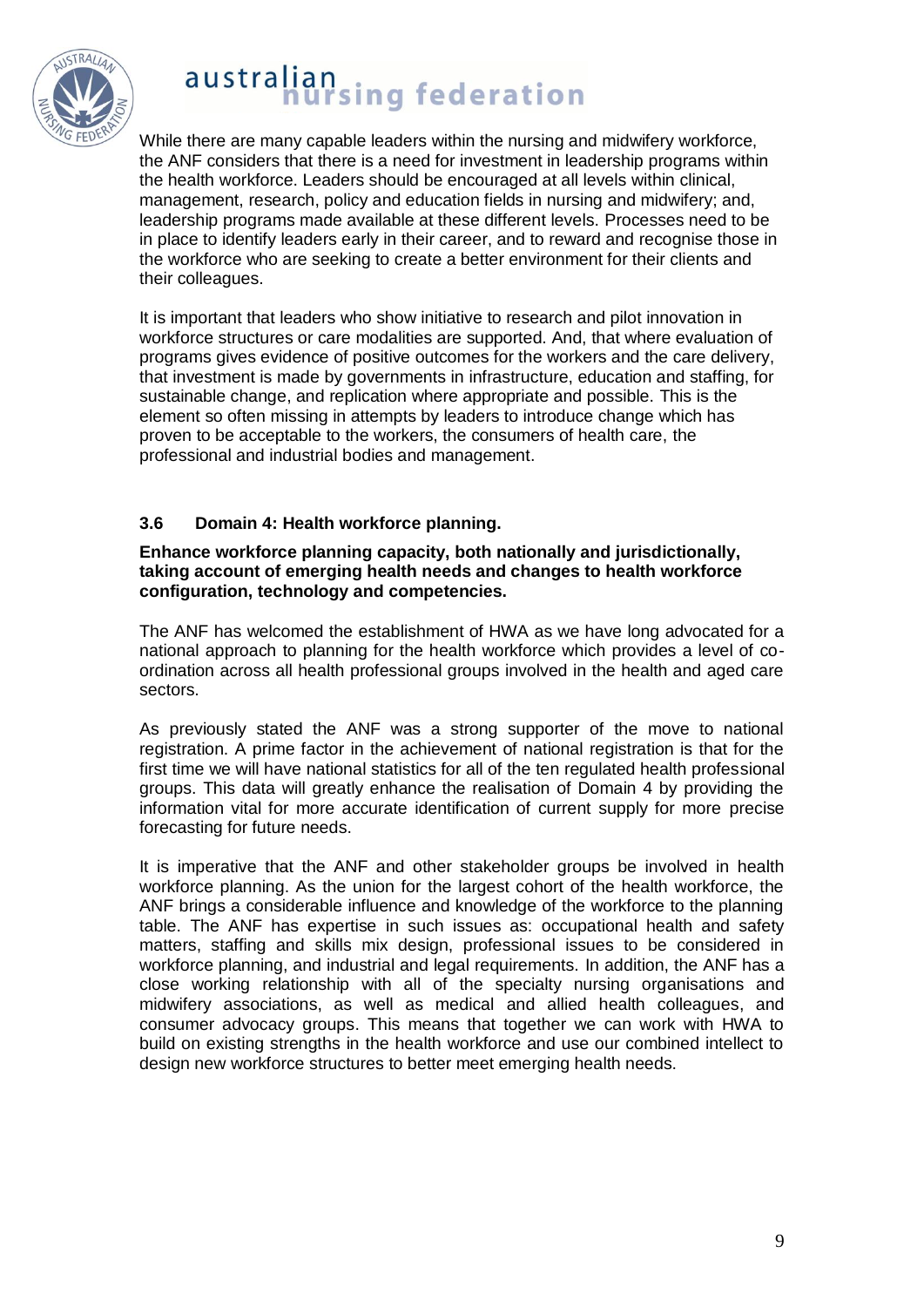While there are many capable leaders within the nursing and midwifery workforce, the ANF considers that there is a need for investment in leadership programs within the health workforce. Leaders should be encouraged at all levels within clinical, management, research, policy and education fields in nursing and midwifery; and, leadership programs made available at these different levels. Processes need to be in place to identify leaders early in their career, and to reward and recognise those in the workforce who are seeking to create a better environment for their clients and their colleagues.

It is important that leaders who show initiative to research and pilot innovation in workforce structures or care modalities are supported. And, that where evaluation of programs gives evidence of positive outcomes for the workers and the care delivery, that investment is made by governments in infrastructure, education and staffing, for sustainable change, and replication where appropriate and possible. This is the element so often missing in attempts by leaders to introduce change which has proven to be acceptable to the workers, the consumers of health care, the professional and industrial bodies and management.

### 3.6 Domain 4: Health workforce planning.

**Enhance workforce planning capacity, both nationally and jurisdictionally, taking account of emerging health needs and changes to health workforce configuration, technology and competencies.**

The ANF has welcomed the establishment of HWA as we have long advocated for a national approach to planning for the health workforce which provides a level of co-ordination across all health professional groups involved in the health and aged care sectors.

As previously stated the ANF was a strong supporter of the move to national registration. A prime factor in the achievement of national registration is that for the first time we will have national statistics for all of the ten regulated health professional groups. This data will greatly enhance the realisation of Domain 4 by providing the information vital for more accurate identification of current supply for more precise forecasting for future needs.

It is imperative that the ANF and other stakeholder groups be involved in health workforce planning. As the union for the largest cohort of the health workforce, the ANF brings a considerable influence and knowledge of the workforce to the planning table. The ANF has expertise in such issues as: occupational health and safety matters, staffing and skills mix design, professional issues to be considered in workforce planning, and industrial and legal requirements. In addition, the ANF has a close working relationship with all of the specialty nursing organisations and midwifery associations, as well as medical and allied health colleagues, and consumer advocacy groups. This means that together we can work with HWA to build on existing strengths in the health workforce and use our combined intellect to design new workforce structures to better meet emerging health needs.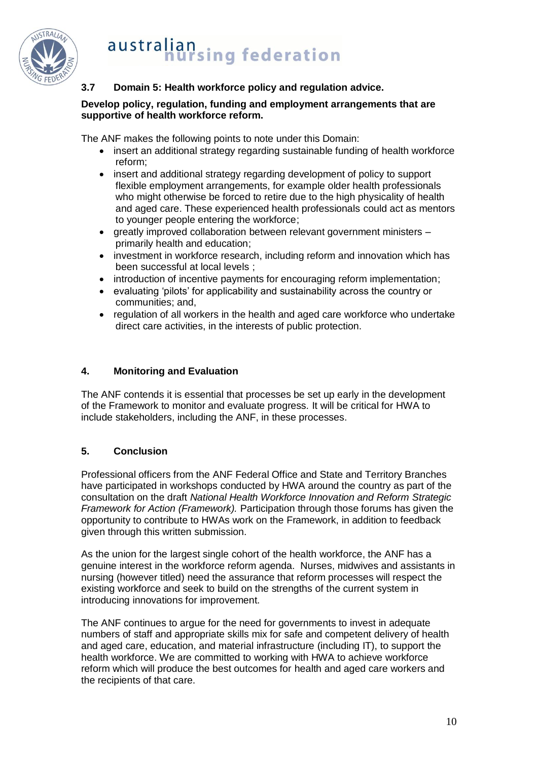### 3.7 Domain 5: Health workforce policy and regulation advice.

**Develop policy, regulation, funding and employment arrangements that are supportive of health workforce reform.**

The ANF makes the following points to note under this Domain:

- insert an additional strategy regarding sustainable funding of health workforce reform;
- insert and additional strategy regarding development of policy to support flexible employment arrangements, for example older health professionals who might otherwise be forced to retire due to the high physicality of health and aged care. These experienced health professionals could act as mentors to younger people entering the workforce;
- greatly improved collaboration between relevant government ministers – primarily health and education;
- investment in workforce research, including reform and innovation which has been successful at local levels ;
- introduction of incentive payments for encouraging reform implementation;
- evaluating 'pilots' for applicability and sustainability across the country or communities; and,
- regulation of all workers in the health and aged care workforce who undertake direct care activities, in the interests of public protection.

## 4. Monitoring and Evaluation

The ANF contends it is essential that processes be set up early in the development of the Framework to monitor and evaluate progress. It will be critical for HWA to include stakeholders, including the ANF, in these processes.

## 5. Conclusion

Professional officers from the ANF Federal Office and State and Territory Branches have participated in workshops conducted by HWA around the country as part of the consultation on the draft *National Health Workforce Innovation and Reform Strategic Framework for Action (Framework).* Participation through those forums has given the opportunity to contribute to HWAs work on the Framework, in addition to feedback given through this written submission.

As the union for the largest single cohort of the health workforce, the ANF has a genuine interest in the workforce reform agenda. Nurses, midwives and assistants in nursing (however titled) need the assurance that reform processes will respect the existing workforce and seek to build on the strengths of the current system in introducing innovations for improvement.

The ANF continues to argue for the need for governments to invest in adequate numbers of staff and appropriate skills mix for safe and competent delivery of health and aged care, education, and material infrastructure (including IT), to support the health workforce. We are committed to working with HWA to achieve workforce reform which will produce the best outcomes for health and aged care workers and the recipients of that care.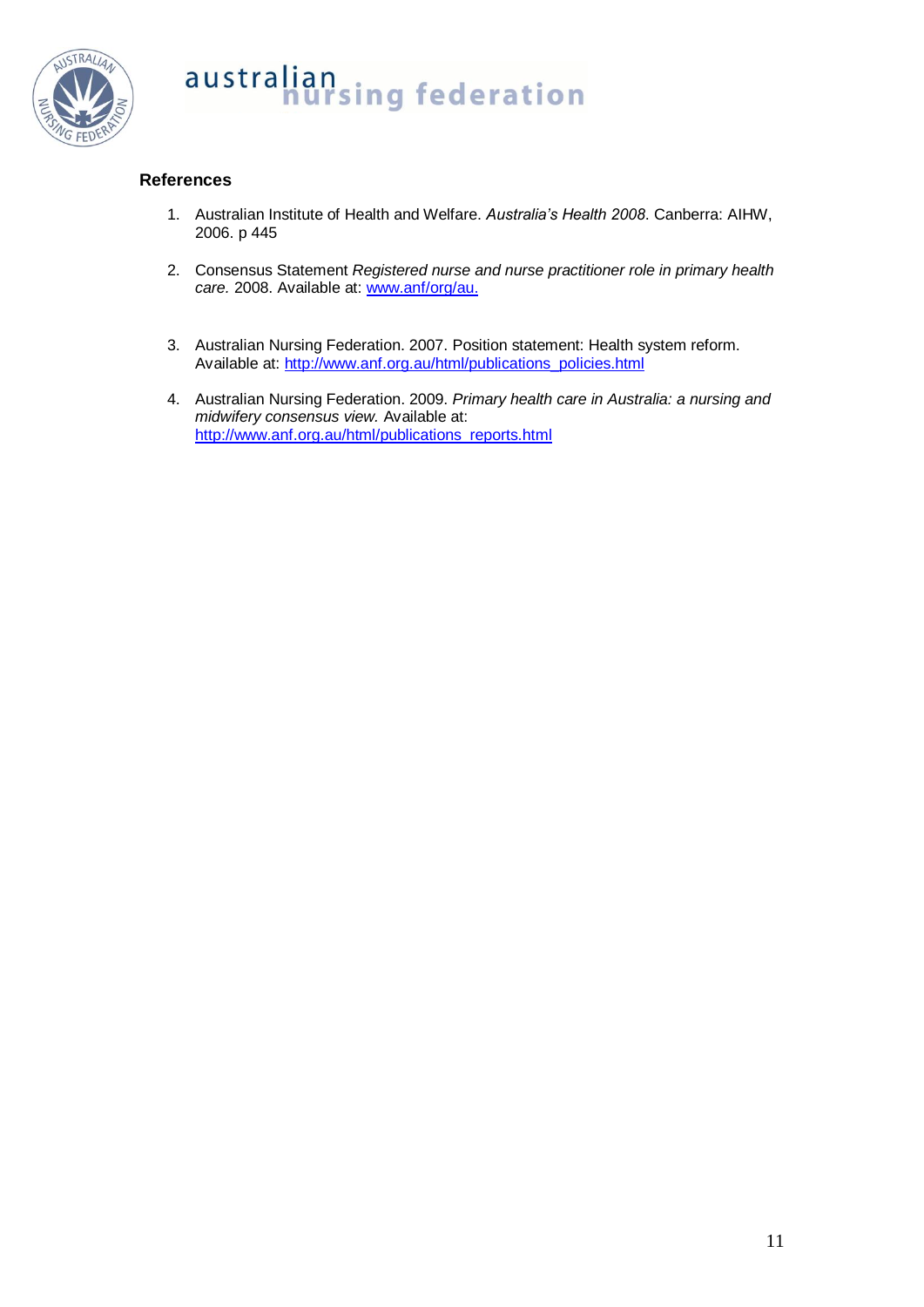## References

1. Australian Institute of Health and Welfare. *Australia's Health 2008*. Canberra: AIHW, 2006. p 445

2. Consensus Statement *Registered nurse and nurse practitioner role in primary health care.* 2008. Available at: www.anf/org/au.

3. Australian Nursing Federation. 2007. Position statement: Health system reform. Available at: http://www.anf.org.au/html/publications_policies.html

4. Australian Nursing Federation. 2009. *Primary health care in Australia: a nursing and midwifery consensus view.* Available at: http://www.anf.org.au/html/publications_reports.html